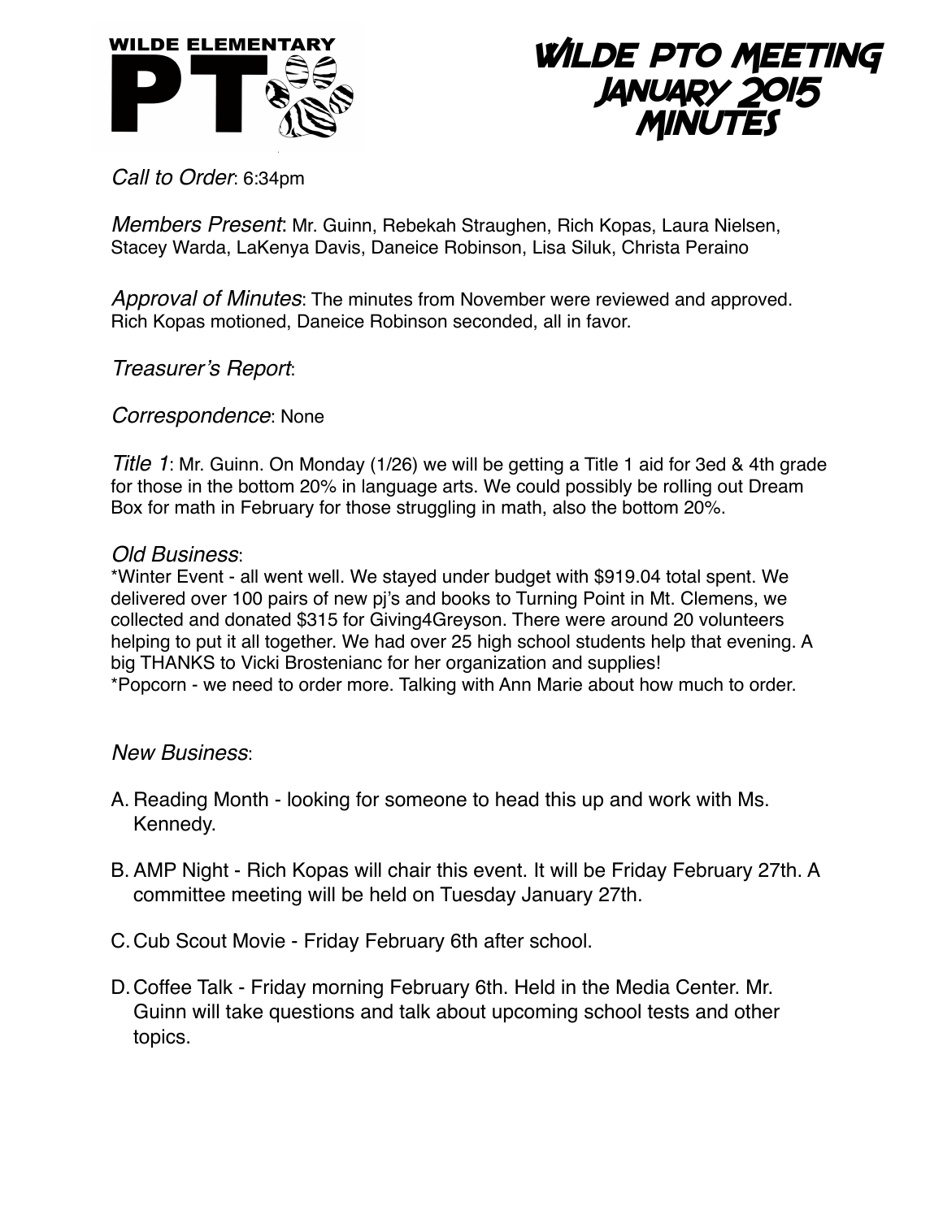WILDE ELEMENTARY PTO

# Wilde PTO Meeting January 2015 Minutes

*Call to Order*: 6:34pm

*Members Present*: Mr. Guinn, Rebekah Straughen, Rich Kopas, Laura Nielsen, Stacey Warda, LaKenya Davis, Daneice Robinson, Lisa Siluk, Christa Peraino

*Approval of Minutes*: The minutes from November were reviewed and approved. Rich Kopas motioned, Daneice Robinson seconded, all in favor.

*Treasurer's Report*:

*Correspondence*: None

*Title 1*: Mr. Guinn. On Monday (1/26) we will be getting a Title 1 aid for 3ed & 4th grade for those in the bottom 20% in language arts. We could possibly be rolling out Dream Box for math in February for those struggling in math, also the bottom 20%.

*Old Business*:

*Winter Event - all went well. We stayed under budget with $919.04 total spent. We delivered over 100 pairs of new pj's and books to Turning Point in Mt. Clemens, we collected and donated $315 for Giving4Greyson. There were around 20 volunteers helping to put it all together. We had over 25 high school students help that evening. A big THANKS to Vicki Brosteniancfor her organization and supplies!

*Popcorn - we need to order more. Talking with Ann Marie about how much to order.

*New Business*:

A. Reading Month - looking for someone to head this up and work with Ms. Kennedy.

B. AMP Night - Rich Kopas will chair this event. It will be Friday February 27th. A committee meeting will be held on Tuesday January 27th.

C. Cub Scout Movie - Friday February 6th after school.

D. Coffee Talk - Friday morning February 6th. Held in the Media Center. Mr. Guinn will take questions and talk about upcoming school tests and other topics.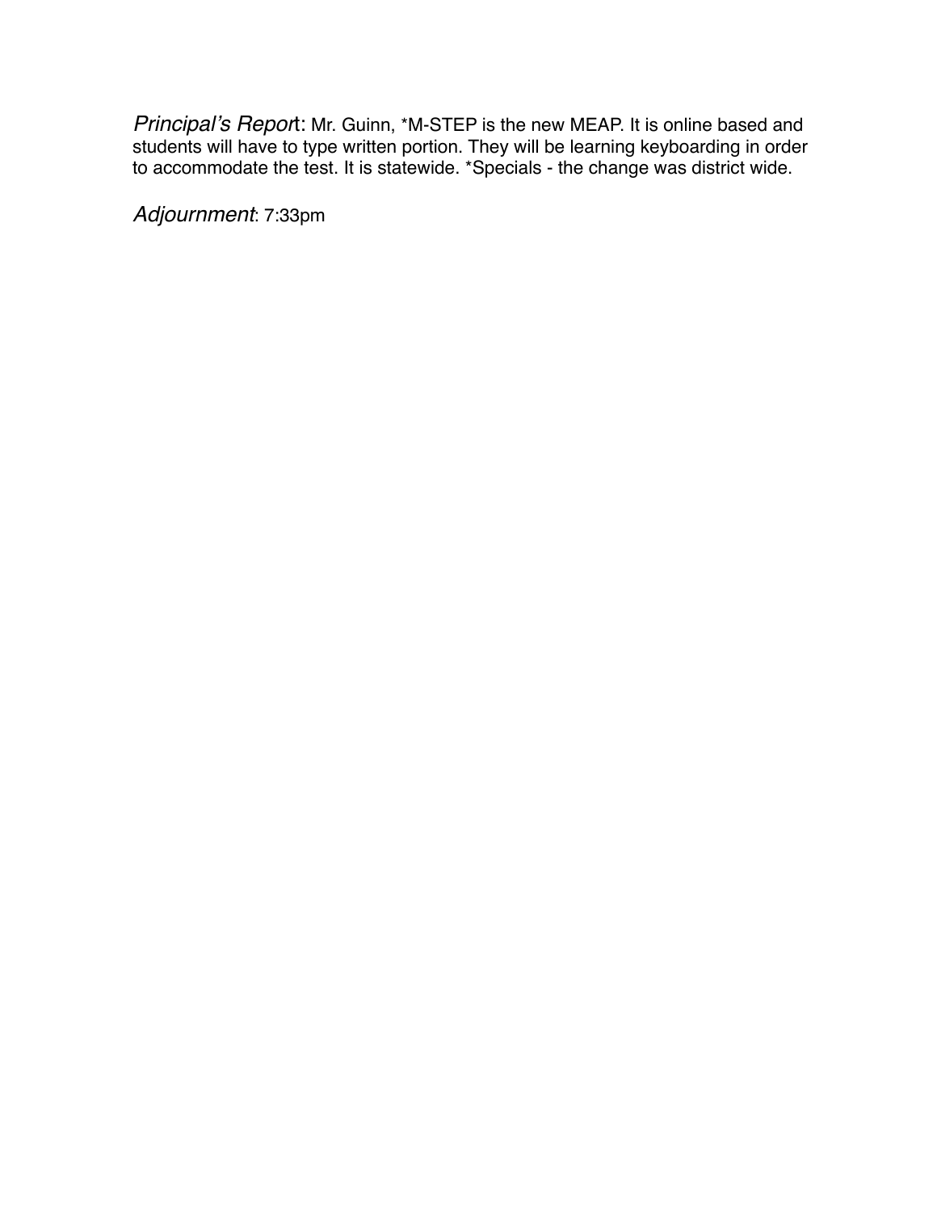*Principal's Report*: Mr. Guinn, *M-STEP is the new MEAP. It is online based and students will have to type written portion. They will be learning keyboarding in order to accommodate the test. It is statewide. *Specials - the change was district wide.

*Adjournment*: 7:33pm